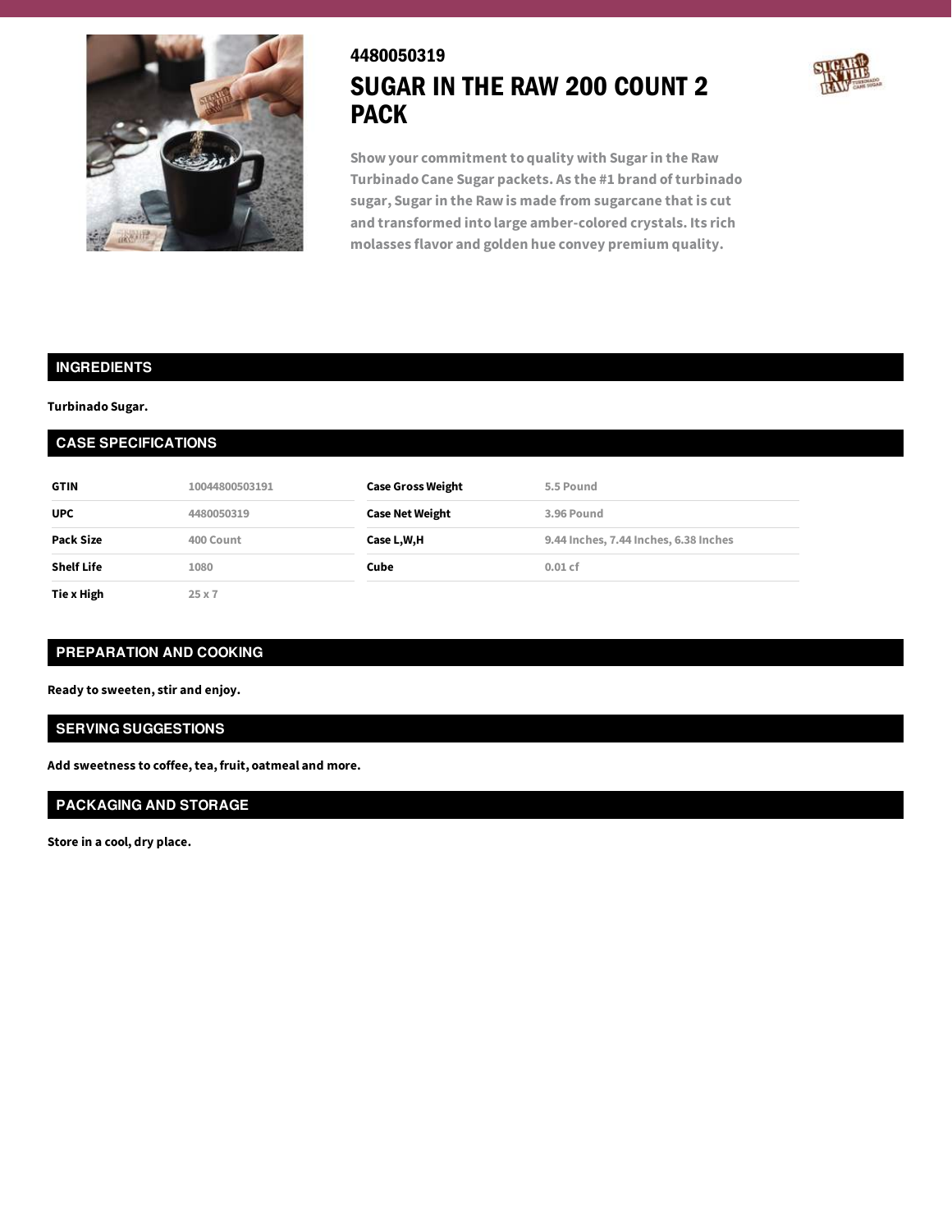4480050319

# SUGAR IN THE RAW 200 COUNT 2 PACK

Show your commitment to quality with Sugar in the Raw Turbinado Cane Sugar packets. As the #1 brand of turbinado sugar, Sugar in the Raw is made from sugarcane that is cut and transformed into large amber-colored crystals. Its rich molasses flavor and golden hue convey premium quality.

## INGREDIENTS

**Turbinado Sugar.**

## CASE SPECIFICATIONS

| | | | |
|---|---|---|---|
| **GTIN** | 10044800503191 | **Case Gross Weight** | 5.5 Pound |
| **UPC** | 4480050319 | **Case Net Weight** | 3.96 Pound |
| **Pack Size** | 400 Count | **Case L,W,H** | 9.44 Inches, 7.44 Inches, 6.38 Inches |
| **Shelf Life** | 1080 | **Cube** | 0.01 cf |
| **Tie x High** | 25 x 7 | | |

## PREPARATION AND COOKING

**Ready to sweeten, stir and enjoy.**

## SERVING SUGGESTIONS

**Add sweetness to coffee, tea, fruit, oatmeal and more.**

## PACKAGING AND STORAGE

**Store in a cool, dry place.**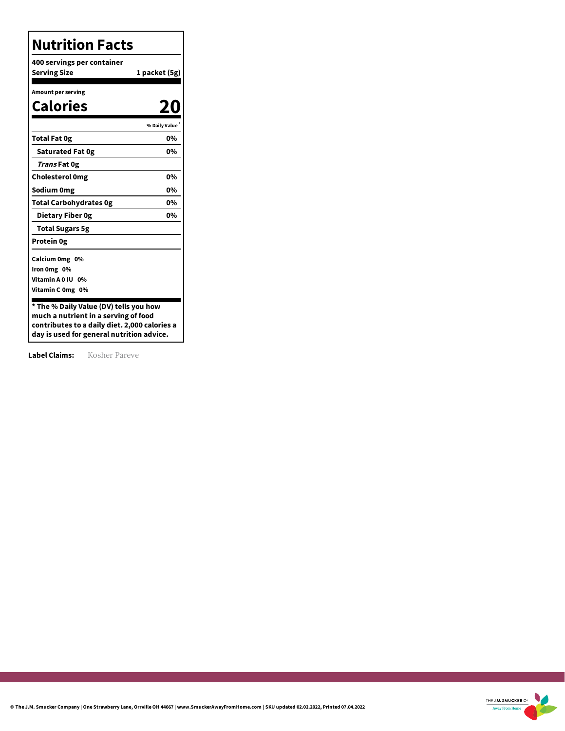# Nutrition Facts

**400 servings per container**

| | |
|---|---|
| **Serving Size** | **1 packet (5g)** |

**Amount per serving**

| | |
|---|---|
| **Calories** | **20** |

| | % Daily Value* |
|---|---|
| **Total Fat 0g** | **0%** |
| **Saturated Fat 0g** | **0%** |
| ***Trans* Fat 0g** | |
| **Cholesterol 0mg** | **0%** |
| **Sodium 0mg** | **0%** |
| **Total Carbohydrates 0g** | **0%** |
| **Dietary Fiber 0g** | **0%** |
| **Total Sugars 5g** | |
| **Protein 0g** | |

**Calcium 0mg 0%**
**Iron 0mg 0%**
**Vitamin A 0 IU 0%**
**Vitamin C 0mg 0%**

**\* The % Daily Value (DV) tells you how much a nutrient in a serving of food contributes to a daily diet. 2,000 calories a day is used for general nutrition advice.**

**Label Claims:** Kosher Pareve

© The J.M. Smucker Company | One Strawberry Lane, Orrville OH 44667 | www.SmuckerAwayFromHome.com | SKU updated 02.02.2022, Printed 07.04.2022

THE J.M. SMUCKER Co
Away From Home